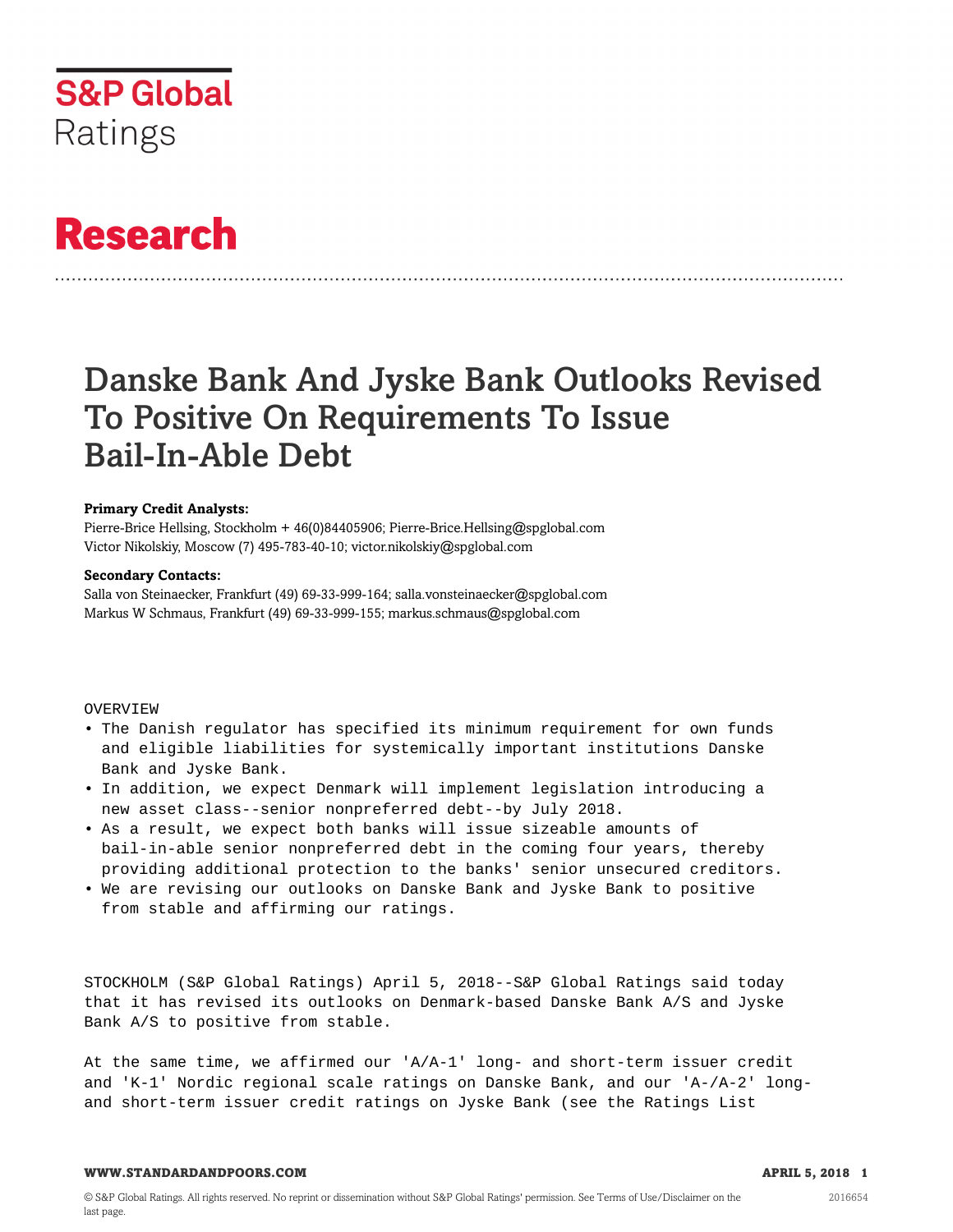S&P Global Ratings

# Research

# Danske Bank And Jyske Bank Outlooks Revised To Positive On Requirements To Issue Bail-In-Able Debt

**Primary Credit Analysts:**

Pierre-Brice Hellsing, Stockholm + 46(0)84405906; Pierre-Brice.Hellsing@spglobal.com

Victor Nikolskiy, Moscow (7) 495-783-40-10; victor.nikolskiy@spglobal.com

**Secondary Contacts:**

Salla von Steinaecker, Frankfurt (49) 69-33-999-164; salla.vonsteinaecker@spglobal.com

Markus W Schmaus, Frankfurt (49) 69-33-999-155; markus.schmaus@spglobal.com

OVERVIEW

- The Danish regulator has specified its minimum requirement for own funds and eligible liabilities for systemically important institutions Danske Bank and Jyske Bank.
- In addition, we expect Denmark will implement legislation introducing a new asset class--senior nonpreferred debt--by July 2018.
- As a result, we expect both banks will issue sizeable amounts of bail-in-able senior nonpreferred debt in the coming four years, thereby providing additional protection to the banks' senior unsecured creditors.
- We are revising our outlooks on Danske Bank and Jyske Bank to positive from stable and affirming our ratings.

STOCKHOLM (S&P Global Ratings) April 5, 2018--S&P Global Ratings said today that it has revised its outlooks on Denmark-based Danske Bank A/S and Jyske Bank A/S to positive from stable.

At the same time, we affirmed our 'A/A-1' long- and short-term issuer credit and 'K-1' Nordic regional scale ratings on Danske Bank, and our 'A-/A-2' long- and short-term issuer credit ratings on Jyske Bank (see the Ratings List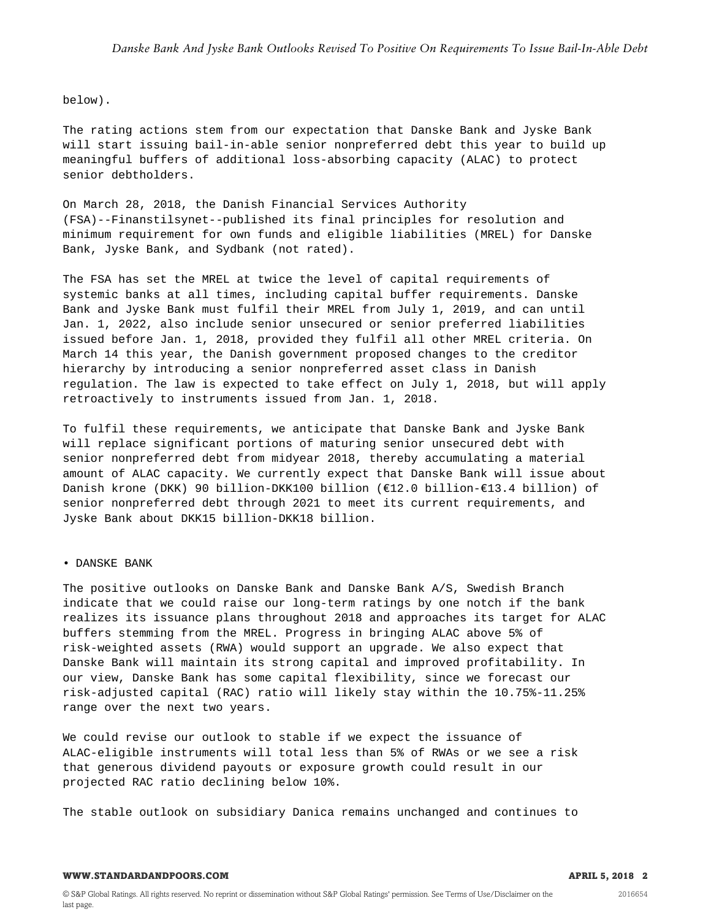below).

The rating actions stem from our expectation that Danske Bank and Jyske Bank will start issuing bail-in-able senior nonpreferred debt this year to build up meaningful buffers of additional loss-absorbing capacity (ALAC) to protect senior debtholders.

On March 28, 2018, the Danish Financial Services Authority (FSA)--Finanstilsynet--published its final principles for resolution and minimum requirement for own funds and eligible liabilities (MREL) for Danske Bank, Jyske Bank, and Sydbank (not rated).

The FSA has set the MREL at twice the level of capital requirements of systemic banks at all times, including capital buffer requirements. Danske Bank and Jyske Bank must fulfil their MREL from July 1, 2019, and can until Jan. 1, 2022, also include senior unsecured or senior preferred liabilities issued before Jan. 1, 2018, provided they fulfil all other MREL criteria. On March 14 this year, the Danish government proposed changes to the creditor hierarchy by introducing a senior nonpreferred asset class in Danish regulation. The law is expected to take effect on July 1, 2018, but will apply retroactively to instruments issued from Jan. 1, 2018.

To fulfil these requirements, we anticipate that Danske Bank and Jyske Bank will replace significant portions of maturing senior unsecured debt with senior nonpreferred debt from midyear 2018, thereby accumulating a material amount of ALAC capacity. We currently expect that Danske Bank will issue about Danish krone (DKK) 90 billion-DKK100 billion (€12.0 billion-€13.4 billion) of senior nonpreferred debt through 2021 to meet its current requirements, and Jyske Bank about DKK15 billion-DKK18 billion.

- DANSKE BANK

The positive outlooks on Danske Bank and Danske Bank A/S, Swedish Branch indicate that we could raise our long-term ratings by one notch if the bank realizes its issuance plans throughout 2018 and approaches its target for ALAC buffers stemming from the MREL. Progress in bringing ALAC above 5% of risk-weighted assets (RWA) would support an upgrade. We also expect that Danske Bank will maintain its strong capital and improved profitability. In our view, Danske Bank has some capital flexibility, since we forecast our risk-adjusted capital (RAC) ratio will likely stay within the 10.75%-11.25% range over the next two years.

We could revise our outlook to stable if we expect the issuance of ALAC-eligible instruments will total less than 5% of RWAs or we see a risk that generous dividend payouts or exposure growth could result in our projected RAC ratio declining below 10%.

The stable outlook on subsidiary Danica remains unchanged and continues to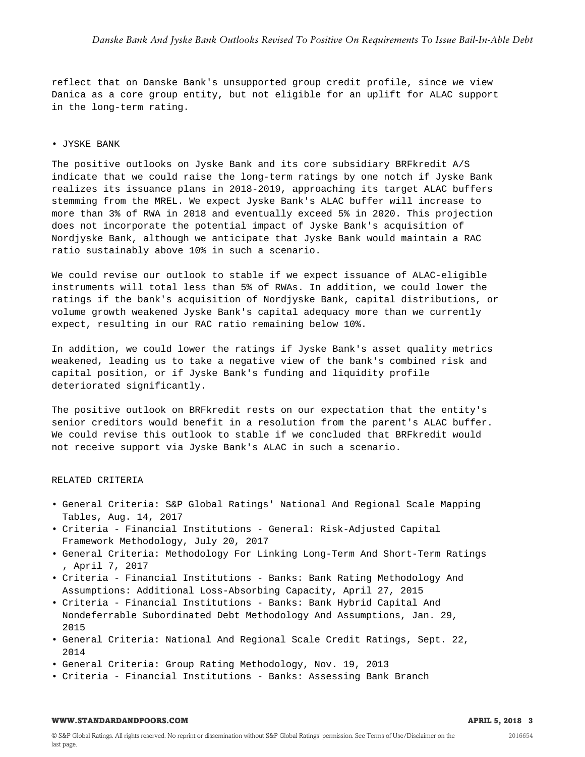reflect that on Danske Bank's unsupported group credit profile, since we view Danica as a core group entity, but not eligible for an uplift for ALAC support in the long-term rating.

• JYSKE BANK

The positive outlooks on Jyske Bank and its core subsidiary BRFkredit A/S indicate that we could raise the long-term ratings by one notch if Jyske Bank realizes its issuance plans in 2018-2019, approaching its target ALAC buffers stemming from the MREL. We expect Jyske Bank's ALAC buffer will increase to more than 3% of RWA in 2018 and eventually exceed 5% in 2020. This projection does not incorporate the potential impact of Jyske Bank's acquisition of Nordjyske Bank, although we anticipate that Jyske Bank would maintain a RAC ratio sustainably above 10% in such a scenario.

We could revise our outlook to stable if we expect issuance of ALAC-eligible instruments will total less than 5% of RWAs. In addition, we could lower the ratings if the bank's acquisition of Nordjyske Bank, capital distributions, or volume growth weakened Jyske Bank's capital adequacy more than we currently expect, resulting in our RAC ratio remaining below 10%.

In addition, we could lower the ratings if Jyske Bank's asset quality metrics weakened, leading us to take a negative view of the bank's combined risk and capital position, or if Jyske Bank's funding and liquidity profile deteriorated significantly.

The positive outlook on BRFkredit rests on our expectation that the entity's senior creditors would benefit in a resolution from the parent's ALAC buffer. We could revise this outlook to stable if we concluded that BRFkredit would not receive support via Jyske Bank's ALAC in such a scenario.

RELATED CRITERIA

- General Criteria: S&P Global Ratings' National And Regional Scale Mapping Tables, Aug. 14, 2017
- Criteria - Financial Institutions - General: Risk-Adjusted Capital Framework Methodology, July 20, 2017
- General Criteria: Methodology For Linking Long-Term And Short-Term Ratings , April 7, 2017
- Criteria - Financial Institutions - Banks: Bank Rating Methodology And Assumptions: Additional Loss-Absorbing Capacity, April 27, 2015
- Criteria - Financial Institutions - Banks: Bank Hybrid Capital And Nondeferrable Subordinated Debt Methodology And Assumptions, Jan. 29, 2015
- General Criteria: National And Regional Scale Credit Ratings, Sept. 22, 2014
- General Criteria: Group Rating Methodology, Nov. 19, 2013
- Criteria - Financial Institutions - Banks: Assessing Bank Branch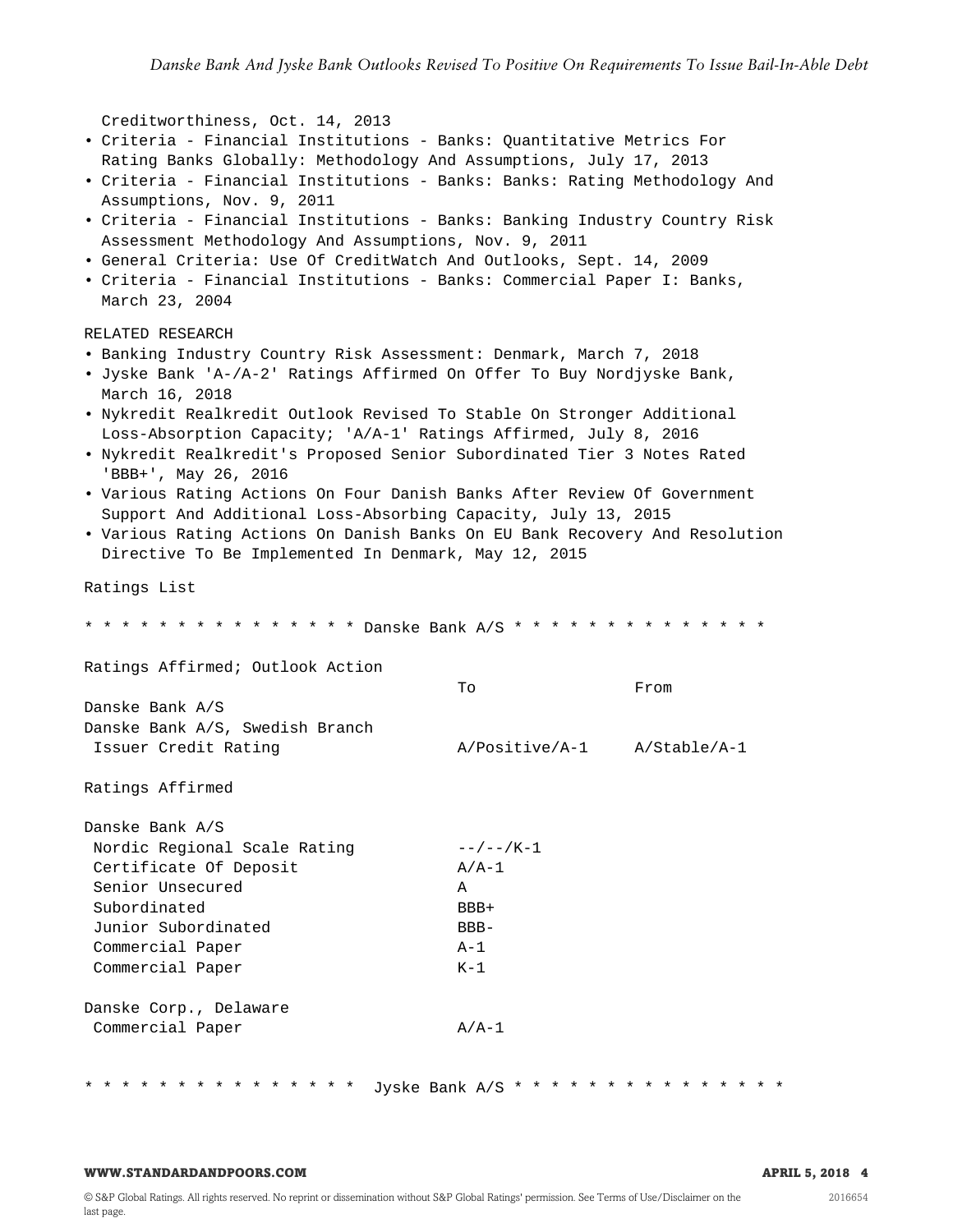Creditworthiness, Oct. 14, 2013

- Criteria - Financial Institutions - Banks: Quantitative Metrics For Rating Banks Globally: Methodology And Assumptions, July 17, 2013
- Criteria - Financial Institutions - Banks: Banks: Rating Methodology And Assumptions, Nov. 9, 2011
- Criteria - Financial Institutions - Banks: Banking Industry Country Risk Assessment Methodology And Assumptions, Nov. 9, 2011
- General Criteria: Use Of CreditWatch And Outlooks, Sept. 14, 2009
- Criteria - Financial Institutions - Banks: Commercial Paper I: Banks, March 23, 2004

RELATED RESEARCH

- Banking Industry Country Risk Assessment: Denmark, March 7, 2018
- Jyske Bank 'A-/A-2' Ratings Affirmed On Offer To Buy Nordjyske Bank, March 16, 2018
- Nykredit Realkredit Outlook Revised To Stable On Stronger Additional Loss-Absorption Capacity; 'A/A-1' Ratings Affirmed, July 8, 2016
- Nykredit Realkredit's Proposed Senior Subordinated Tier 3 Notes Rated 'BBB+', May 26, 2016
- Various Rating Actions On Four Danish Banks After Review Of Government Support And Additional Loss-Absorbing Capacity, July 13, 2015
- Various Rating Actions On Danish Banks On EU Bank Recovery And Resolution Directive To Be Implemented In Denmark, May 12, 2015

Ratings List

\* \* \* \* \* \* \* \* \* \* \* \* \* \* \* Danske Bank A/S \* \* \* \* \* \* \* \* \* \* \* \* \* \* \*

Ratings Affirmed; Outlook Action

| | To | From |
|---|---|---|
| Danske Bank A/S | | |
| Danske Bank A/S, Swedish Branch | | |
| Issuer Credit Rating | A/Positive/A-1 | A/Stable/A-1 |

Ratings Affirmed

| | |
|---|---|
| Danske Bank A/S | |
| Nordic Regional Scale Rating | --/--/K-1 |
| Certificate Of Deposit | A/A-1 |
| Senior Unsecured | A |
| Subordinated | BBB+ |
| Junior Subordinated | BBB- |
| Commercial Paper | A-1 |
| Commercial Paper | K-1 |
| | |
| Danske Corp., Delaware | |
| Commercial Paper | A/A-1 |

\* \* \* \* \* \* \* \* \* \* \* \* \* \* \* \* Jyske Bank A/S \* \* \* \* \* \* \* \* \* \* \* \* \* \* \* \*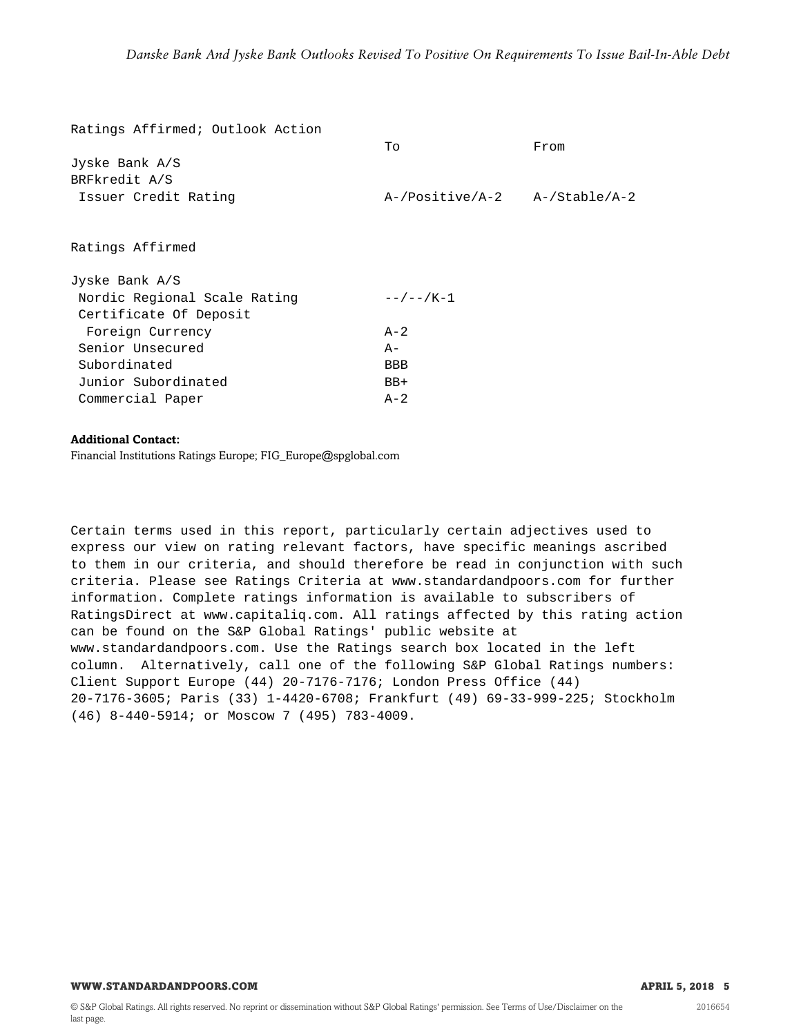Ratings Affirmed; Outlook Action

| | To | From |
|---|---|---|
| Jyske Bank A/S | | |
| BRFkredit A/S | | |
| Issuer Credit Rating | A-/Positive/A-2 | A-/Stable/A-2 |

Ratings Affirmed

| | |
|---|---|
| Jyske Bank A/S | |
| Nordic Regional Scale Rating | --/--/K-1 |
| Certificate Of Deposit | |
| Foreign Currency | A-2 |
| Senior Unsecured | A- |
| Subordinated | BBB |
| Junior Subordinated | BB+ |
| Commercial Paper | A-2 |

**Additional Contact:**
Financial Institutions Ratings Europe; FIG_Europe@spglobal.com

Certain terms used in this report, particularly certain adjectives used to express our view on rating relevant factors, have specific meanings ascribed to them in our criteria, and should therefore be read in conjunction with such criteria. Please see Ratings Criteria at www.standardandpoors.com for further information. Complete ratings information is available to subscribers of RatingsDirect at www.capitaliq.com. All ratings affected by this rating action can be found on the S&P Global Ratings' public website at www.standardandpoors.com. Use the Ratings search box located in the left column. Alternatively, call one of the following S&P Global Ratings numbers: Client Support Europe (44) 20-7176-7176; London Press Office (44) 20-7176-3605; Paris (33) 1-4420-6708; Frankfurt (49) 69-33-999-225; Stockholm (46) 8-440-5914; or Moscow 7 (495) 783-4009.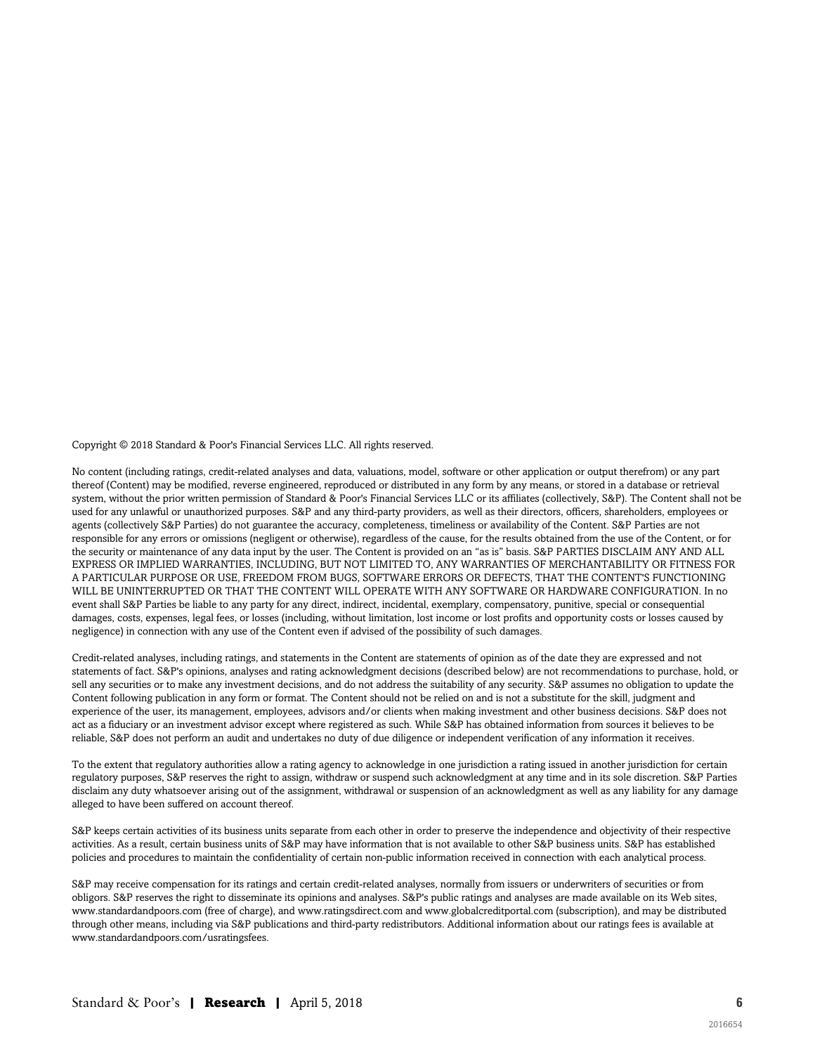Copyright © 2018 Standard & Poor's Financial Services LLC. All rights reserved.

No content (including ratings, credit-related analyses and data, valuations, model, software or other application or output therefrom) or any part thereof (Content) may be modified, reverse engineered, reproduced or distributed in any form by any means, or stored in a database or retrieval system, without the prior written permission of Standard & Poor's Financial Services LLC or its affiliates (collectively, S&P). The Content shall not be used for any unlawful or unauthorized purposes. S&P and any third-party providers, as well as their directors, officers, shareholders, employees or agents (collectively S&P Parties) do not guarantee the accuracy, completeness, timeliness or availability of the Content. S&P Parties are not responsible for any errors or omissions (negligent or otherwise), regardless of the cause, for the results obtained from the use of the Content, or for the security or maintenance of any data input by the user. The Content is provided on an "as is" basis. S&P PARTIES DISCLAIM ANY AND ALL EXPRESS OR IMPLIED WARRANTIES, INCLUDING, BUT NOT LIMITED TO, ANY WARRANTIES OF MERCHANTABILITY OR FITNESS FOR A PARTICULAR PURPOSE OR USE, FREEDOM FROM BUGS, SOFTWARE ERRORS OR DEFECTS, THAT THE CONTENT'S FUNCTIONING WILL BE UNINTERRUPTED OR THAT THE CONTENT WILL OPERATE WITH ANY SOFTWARE OR HARDWARE CONFIGURATION. In no event shall S&P Parties be liable to any party for any direct, indirect, incidental, exemplary, compensatory, punitive, special or consequential damages, costs, expenses, legal fees, or losses (including, without limitation, lost income or lost profits and opportunity costs or losses caused by negligence) in connection with any use of the Content even if advised of the possibility of such damages.

Credit-related analyses, including ratings, and statements in the Content are statements of opinion as of the date they are expressed and not statements of fact. S&P's opinions, analyses and rating acknowledgment decisions (described below) are not recommendations to purchase, hold, or sell any securities or to make any investment decisions, and do not address the suitability of any security. S&P assumes no obligation to update the Content following publication in any form or format. The Content should not be relied on and is not a substitute for the skill, judgment and experience of the user, its management, employees, advisors and/or clients when making investment and other business decisions. S&P does not act as a fiduciary or an investment advisor except where registered as such. While S&P has obtained information from sources it believes to be reliable, S&P does not perform an audit and undertakes no duty of due diligence or independent verification of any information it receives.

To the extent that regulatory authorities allow a rating agency to acknowledge in one jurisdiction a rating issued in another jurisdiction for certain regulatory purposes, S&P reserves the right to assign, withdraw or suspend such acknowledgment at any time and in its sole discretion. S&P Parties disclaim any duty whatsoever arising out of the assignment, withdrawal or suspension of an acknowledgment as well as any liability for any damage alleged to have been suffered on account thereof.

S&P keeps certain activities of its business units separate from each other in order to preserve the independence and objectivity of their respective activities. As a result, certain business units of S&P may have information that is not available to other S&P business units. S&P has established policies and procedures to maintain the confidentiality of certain non-public information received in connection with each analytical process.

S&P may receive compensation for its ratings and certain credit-related analyses, normally from issuers or underwriters of securities or from obligors. S&P reserves the right to disseminate its opinions and analyses. S&P's public ratings and analyses are made available on its Web sites, www.standardandpoors.com (free of charge), and www.ratingsdirect.com and www.globalcreditportal.com (subscription), and may be distributed through other means, including via S&P publications and third-party redistributors. Additional information about our ratings fees is available at www.standardandpoors.com/usratingsfees.